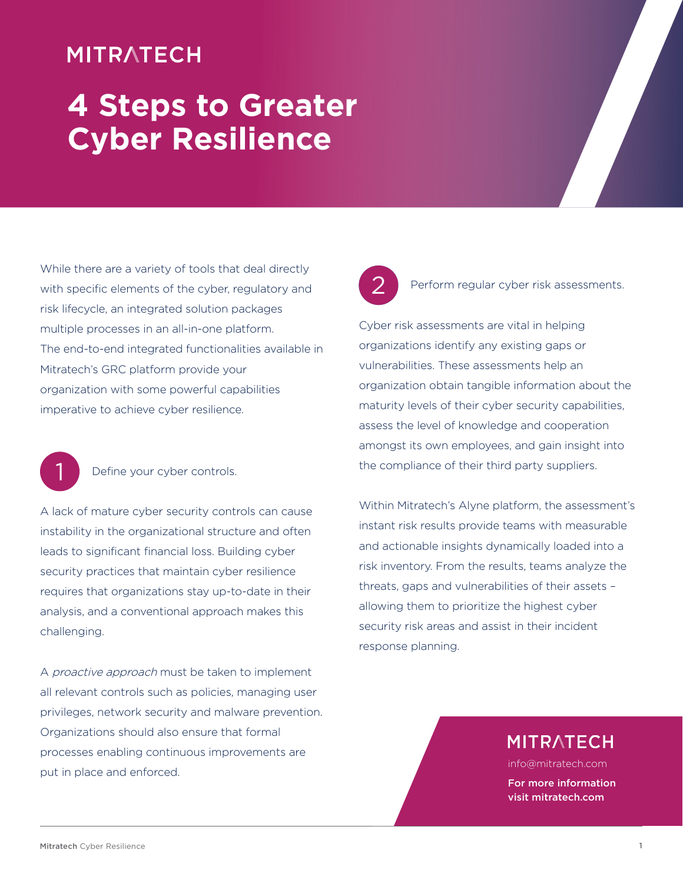MITRATECH

# 4 Steps to Greater Cyber Resilience

While there are a variety of tools that deal directly with specific elements of the cyber, regulatory and risk lifecycle, an integrated solution packages multiple processes in an all-in-one platform. The end-to-end integrated functionalities available in Mitratech's GRC platform provide your organization with some powerful capabilities imperative to achieve cyber resilience.

## 1 Define your cyber controls.

A lack of mature cyber security controls can cause instability in the organizational structure and often leads to significant financial loss. Building cyber security practices that maintain cyber resilience requires that organizations stay up-to-date in their analysis, and a conventional approach makes this challenging.

A *proactive approach* must be taken to implement all relevant controls such as policies, managing user privileges, network security and malware prevention. Organizations should also ensure that formal processes enabling continuous improvements are put in place and enforced.

## 2 Perform regular cyber risk assessments.

Cyber risk assessments are vital in helping organizations identify any existing gaps or vulnerabilities. These assessments help an organization obtain tangible information about the maturity levels of their cyber security capabilities, assess the level of knowledge and cooperation amongst its own employees, and gain insight into the compliance of their third party suppliers.

Within Mitratech's Alyne platform, the assessment's instant risk results provide teams with measurable and actionable insights dynamically loaded into a risk inventory. From the results, teams analyze the threats, gaps and vulnerabilities of their assets – allowing them to prioritize the highest cyber security risk areas and assist in their incident response planning.

MITRATECH

info@mitratech.com

**For more information visit mitratech.com**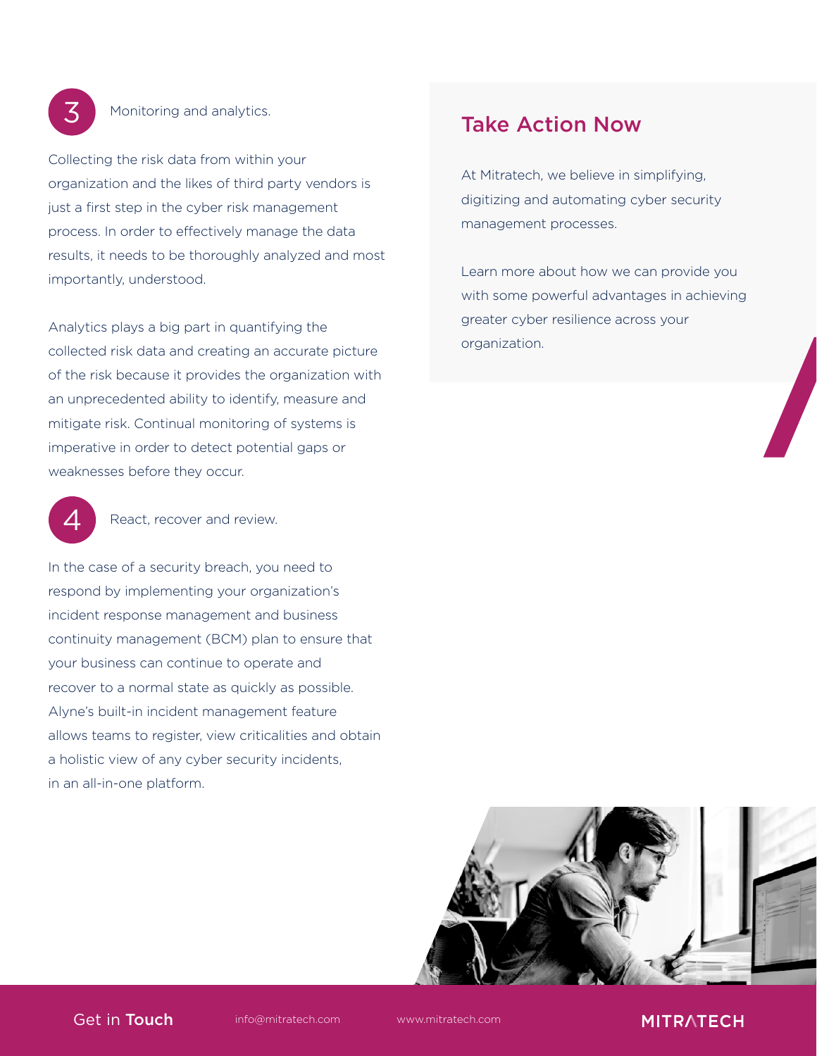3 Monitoring and analytics.

Collecting the risk data from within your organization and the likes of third party vendors is just a first step in the cyber risk management process. In order to effectively manage the data results, it needs to be thoroughly analyzed and most importantly, understood.

Analytics plays a big part in quantifying the collected risk data and creating an accurate picture of the risk because it provides the organization with an unprecedented ability to identify, measure and mitigate risk. Continual monitoring of systems is imperative in order to detect potential gaps or weaknesses before they occur.

4 React, recover and review.

In the case of a security breach, you need to respond by implementing your organization's incident response management and business continuity management (BCM) plan to ensure that your business can continue to operate and recover to a normal state as quickly as possible. Alyne's built-in incident management feature allows teams to register, view criticalities and obtain a holistic view of any cyber security incidents, in an all-in-one platform.

## Take Action Now

At Mitratech, we believe in simplifying, digitizing and automating cyber security management processes.

Learn more about how we can provide you with some powerful advantages in achieving greater cyber resilience across your organization.

Get in **Touch** info@mitratech.com www.mitratech.com

MITRATECH